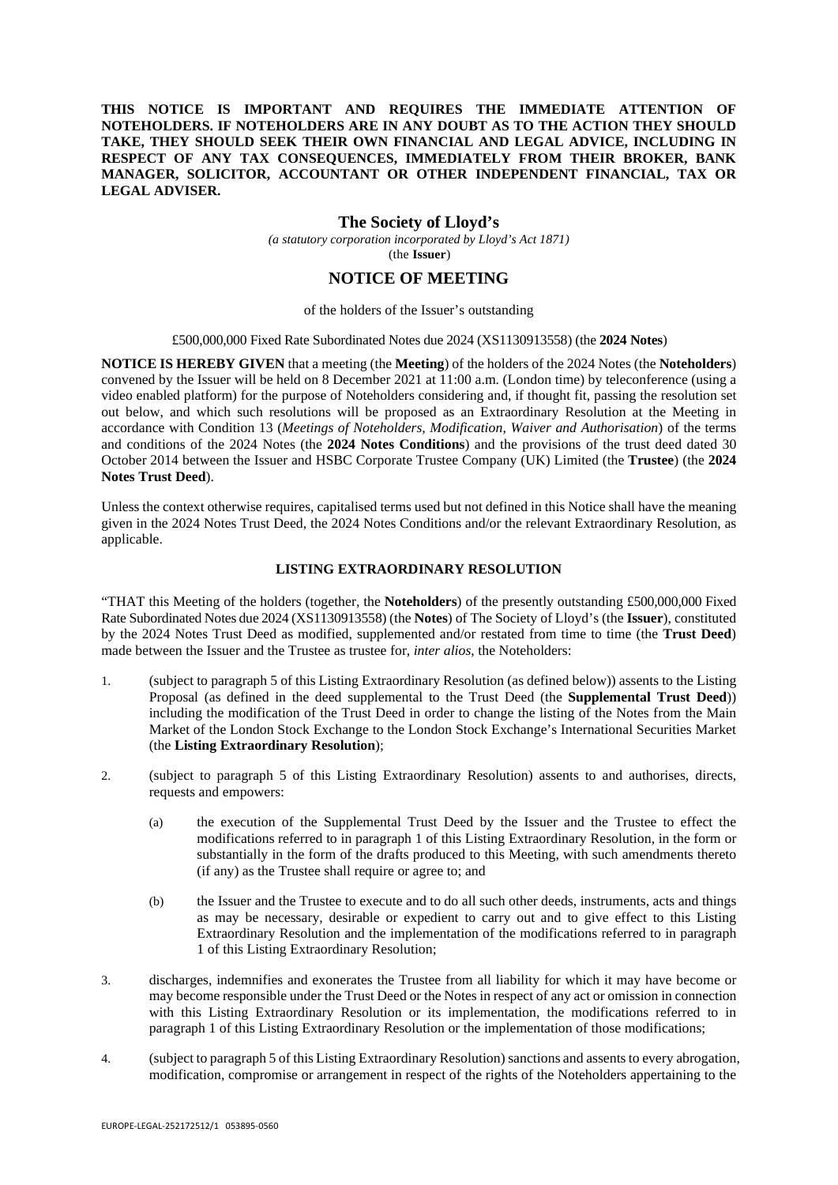**THIS NOTICE IS IMPORTANT AND REQUIRES THE IMMEDIATE ATTENTION OF NOTEHOLDERS. IF NOTEHOLDERS ARE IN ANY DOUBT AS TO THE ACTION THEY SHOULD TAKE, THEY SHOULD SEEK THEIR OWN FINANCIAL AND LEGAL ADVICE, INCLUDING IN RESPECT OF ANY TAX CONSEQUENCES, IMMEDIATELY FROM THEIR BROKER, BANK MANAGER, SOLICITOR, ACCOUNTANT OR OTHER INDEPENDENT FINANCIAL, TAX OR LEGAL ADVISER.**

# The Society of Lloyd's

*(a statutory corporation incorporated by Lloyd's Act 1871)*

(the **Issuer**)

## NOTICE OF MEETING

of the holders of the Issuer's outstanding

£500,000,000 Fixed Rate Subordinated Notes due 2024 (XS1130913558) (the **2024 Notes**)

**NOTICE IS HEREBY GIVEN** that a meeting (the **Meeting**) of the holders of the 2024 Notes (the **Noteholders**) convened by the Issuer will be held on 8 December 2021 at 11:00 a.m. (London time) by teleconference (using a video enabled platform) for the purpose of Noteholders considering and, if thought fit, passing the resolution set out below, and which such resolutions will be proposed as an Extraordinary Resolution at the Meeting in accordance with Condition 13 (*Meetings of Noteholders, Modification, Waiver and Authorisation*) of the terms and conditions of the 2024 Notes (the **2024 Notes Conditions**) and the provisions of the trust deed dated 30 October 2014 between the Issuer and HSBC Corporate Trustee Company (UK) Limited (the **Trustee**) (the **2024 Notes Trust Deed**).

Unless the context otherwise requires, capitalised terms used but not defined in this Notice shall have the meaning given in the 2024 Notes Trust Deed, the 2024 Notes Conditions and/or the relevant Extraordinary Resolution, as applicable.

### LISTING EXTRAORDINARY RESOLUTION

"THAT this Meeting of the holders (together, the **Noteholders**) of the presently outstanding £500,000,000 Fixed Rate Subordinated Notes due 2024 (XS1130913558) (the **Notes**) of The Society of Lloyd's (the **Issuer**), constituted by the 2024 Notes Trust Deed as modified, supplemented and/or restated from time to time (the **Trust Deed**) made between the Issuer and the Trustee as trustee for, *inter alios*, the Noteholders:

1. (subject to paragraph 5 of this Listing Extraordinary Resolution (as defined below)) assents to the Listing Proposal (as defined in the deed supplemental to the Trust Deed (the **Supplemental Trust Deed**)) including the modification of the Trust Deed in order to change the listing of the Notes from the Main Market of the London Stock Exchange to the London Stock Exchange's International Securities Market (the **Listing Extraordinary Resolution**);

2. (subject to paragraph 5 of this Listing Extraordinary Resolution) assents to and authorises, directs, requests and empowers:

   (a) the execution of the Supplemental Trust Deed by the Issuer and the Trustee to effect the modifications referred to in paragraph 1 of this Listing Extraordinary Resolution, in the form or substantially in the form of the drafts produced to this Meeting, with such amendments thereto (if any) as the Trustee shall require or agree to; and

   (b) the Issuer and the Trustee to execute and to do all such other deeds, instruments, acts and things as may be necessary, desirable or expedient to carry out and to give effect to this Listing Extraordinary Resolution and the implementation of the modifications referred to in paragraph 1 of this Listing Extraordinary Resolution;

3. discharges, indemnifies and exonerates the Trustee from all liability for which it may have become or may become responsible under the Trust Deed or the Notes in respect of any act or omission in connection with this Listing Extraordinary Resolution or its implementation, the modifications referred to in paragraph 1 of this Listing Extraordinary Resolution or the implementation of those modifications;

4. (subject to paragraph 5 of this Listing Extraordinary Resolution) sanctions and assents to every abrogation, modification, compromise or arrangement in respect of the rights of the Noteholders appertaining to the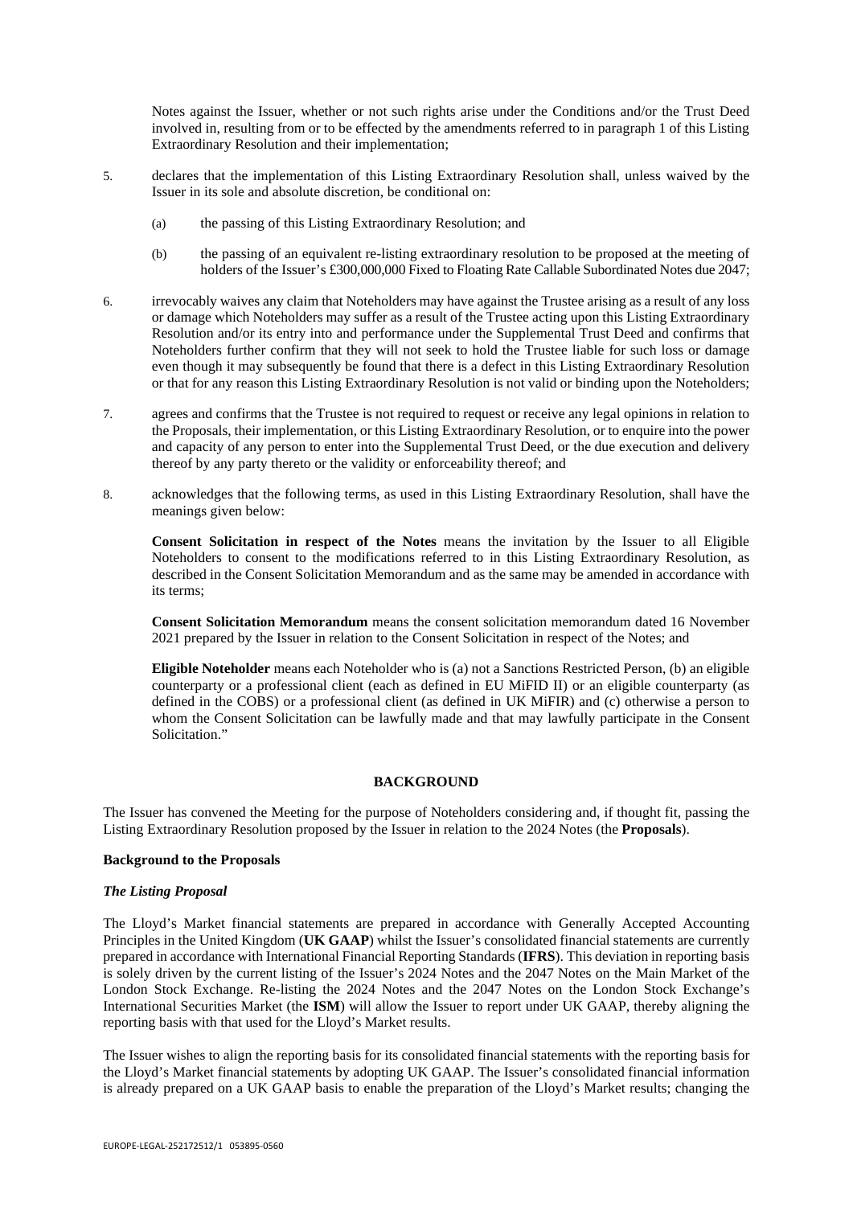Notes against the Issuer, whether or not such rights arise under the Conditions and/or the Trust Deed involved in, resulting from or to be effected by the amendments referred to in paragraph 1 of this Listing Extraordinary Resolution and their implementation;

5. declares that the implementation of this Listing Extraordinary Resolution shall, unless waived by the Issuer in its sole and absolute discretion, be conditional on:

   (a) the passing of this Listing Extraordinary Resolution; and

   (b) the passing of an equivalent re-listing extraordinary resolution to be proposed at the meeting of holders of the Issuer's £300,000,000 Fixed to Floating Rate Callable Subordinated Notes due 2047;

6. irrevocably waives any claim that Noteholders may have against the Trustee arising as a result of any loss or damage which Noteholders may suffer as a result of the Trustee acting upon this Listing Extraordinary Resolution and/or its entry into and performance under the Supplemental Trust Deed and confirms that Noteholders further confirm that they will not seek to hold the Trustee liable for such loss or damage even though it may subsequently be found that there is a defect in this Listing Extraordinary Resolution or that for any reason this Listing Extraordinary Resolution is not valid or binding upon the Noteholders;

7. agrees and confirms that the Trustee is not required to request or receive any legal opinions in relation to the Proposals, their implementation, or this Listing Extraordinary Resolution, or to enquire into the power and capacity of any person to enter into the Supplemental Trust Deed, or the due execution and delivery thereof by any party thereto or the validity or enforceability thereof; and

8. acknowledges that the following terms, as used in this Listing Extraordinary Resolution, shall have the meanings given below:

   **Consent Solicitation in respect of the Notes** means the invitation by the Issuer to all Eligible Noteholders to consent to the modifications referred to in this Listing Extraordinary Resolution, as described in the Consent Solicitation Memorandum and as the same may be amended in accordance with its terms;

   **Consent Solicitation Memorandum** means the consent solicitation memorandum dated 16 November 2021 prepared by the Issuer in relation to the Consent Solicitation in respect of the Notes; and

   **Eligible Noteholder** means each Noteholder who is (a) not a Sanctions Restricted Person, (b) an eligible counterparty or a professional client (each as defined in EU MiFID II) or an eligible counterparty (as defined in the COBS) or a professional client (as defined in UK MiFIR) and (c) otherwise a person to whom the Consent Solicitation can be lawfully made and that may lawfully participate in the Consent Solicitation."

## BACKGROUND

The Issuer has convened the Meeting for the purpose of Noteholders considering and, if thought fit, passing the Listing Extraordinary Resolution proposed by the Issuer in relation to the 2024 Notes (the **Proposals**).

### Background to the Proposals

#### *The Listing Proposal*

The Lloyd's Market financial statements are prepared in accordance with Generally Accepted Accounting Principles in the United Kingdom (**UK GAAP**) whilst the Issuer's consolidated financial statements are currently prepared in accordance with International Financial Reporting Standards (**IFRS**). This deviation in reporting basis is solely driven by the current listing of the Issuer's 2024 Notes and the 2047 Notes on the Main Market of the London Stock Exchange. Re-listing the 2024 Notes and the 2047 Notes on the London Stock Exchange's International Securities Market (the **ISM**) will allow the Issuer to report under UK GAAP, thereby aligning the reporting basis with that used for the Lloyd's Market results.

The Issuer wishes to align the reporting basis for its consolidated financial statements with the reporting basis for the Lloyd's Market financial statements by adopting UK GAAP. The Issuer's consolidated financial information is already prepared on a UK GAAP basis to enable the preparation of the Lloyd's Market results; changing the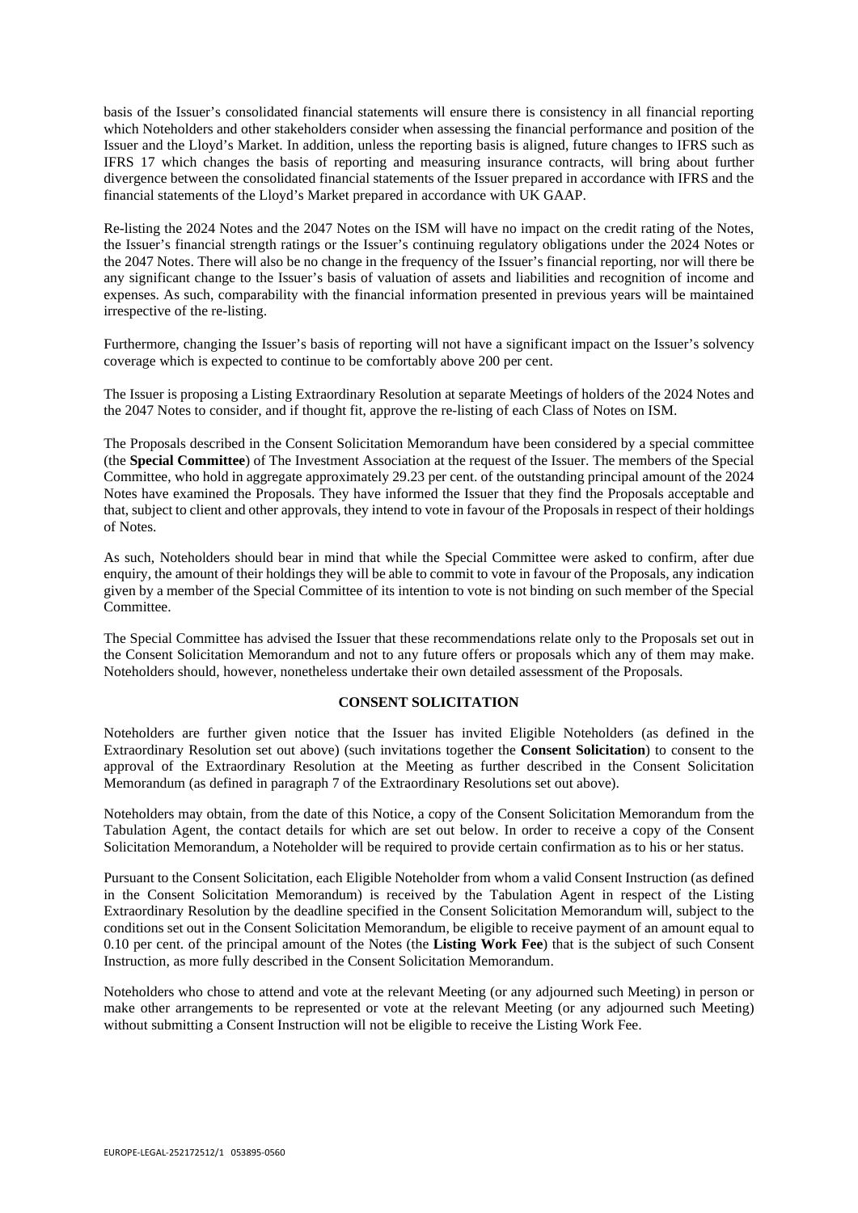basis of the Issuer's consolidated financial statements will ensure there is consistency in all financial reporting which Noteholders and other stakeholders consider when assessing the financial performance and position of the Issuer and the Lloyd's Market. In addition, unless the reporting basis is aligned, future changes to IFRS such as IFRS 17 which changes the basis of reporting and measuring insurance contracts, will bring about further divergence between the consolidated financial statements of the Issuer prepared in accordance with IFRS and the financial statements of the Lloyd's Market prepared in accordance with UK GAAP.

Re-listing the 2024 Notes and the 2047 Notes on the ISM will have no impact on the credit rating of the Notes, the Issuer's financial strength ratings or the Issuer's continuing regulatory obligations under the 2024 Notes or the 2047 Notes. There will also be no change in the frequency of the Issuer's financial reporting, nor will there be any significant change to the Issuer's basis of valuation of assets and liabilities and recognition of income and expenses. As such, comparability with the financial information presented in previous years will be maintained irrespective of the re-listing.

Furthermore, changing the Issuer's basis of reporting will not have a significant impact on the Issuer's solvency coverage which is expected to continue to be comfortably above 200 per cent.

The Issuer is proposing a Listing Extraordinary Resolution at separate Meetings of holders of the 2024 Notes and the 2047 Notes to consider, and if thought fit, approve the re-listing of each Class of Notes on ISM.

The Proposals described in the Consent Solicitation Memorandum have been considered by a special committee (the **Special Committee**) of The Investment Association at the request of the Issuer. The members of the Special Committee, who hold in aggregate approximately 29.23 per cent. of the outstanding principal amount of the 2024 Notes have examined the Proposals. They have informed the Issuer that they find the Proposals acceptable and that, subject to client and other approvals, they intend to vote in favour of the Proposals in respect of their holdings of Notes.

As such, Noteholders should bear in mind that while the Special Committee were asked to confirm, after due enquiry, the amount of their holdings they will be able to commit to vote in favour of the Proposals, any indication given by a member of the Special Committee of its intention to vote is not binding on such member of the Special Committee.

The Special Committee has advised the Issuer that these recommendations relate only to the Proposals set out in the Consent Solicitation Memorandum and not to any future offers or proposals which any of them may make. Noteholders should, however, nonetheless undertake their own detailed assessment of the Proposals.

## CONSENT SOLICITATION

Noteholders are further given notice that the Issuer has invited Eligible Noteholders (as defined in the Extraordinary Resolution set out above) (such invitations together the **Consent Solicitation**) to consent to the approval of the Extraordinary Resolution at the Meeting as further described in the Consent Solicitation Memorandum (as defined in paragraph 7 of the Extraordinary Resolutions set out above).

Noteholders may obtain, from the date of this Notice, a copy of the Consent Solicitation Memorandum from the Tabulation Agent, the contact details for which are set out below. In order to receive a copy of the Consent Solicitation Memorandum, a Noteholder will be required to provide certain confirmation as to his or her status.

Pursuant to the Consent Solicitation, each Eligible Noteholder from whom a valid Consent Instruction (as defined in the Consent Solicitation Memorandum) is received by the Tabulation Agent in respect of the Listing Extraordinary Resolution by the deadline specified in the Consent Solicitation Memorandum will, subject to the conditions set out in the Consent Solicitation Memorandum, be eligible to receive payment of an amount equal to 0.10 per cent. of the principal amount of the Notes (the **Listing Work Fee**) that is the subject of such Consent Instruction, as more fully described in the Consent Solicitation Memorandum.

Noteholders who chose to attend and vote at the relevant Meeting (or any adjourned such Meeting) in person or make other arrangements to be represented or vote at the relevant Meeting (or any adjourned such Meeting) without submitting a Consent Instruction will not be eligible to receive the Listing Work Fee.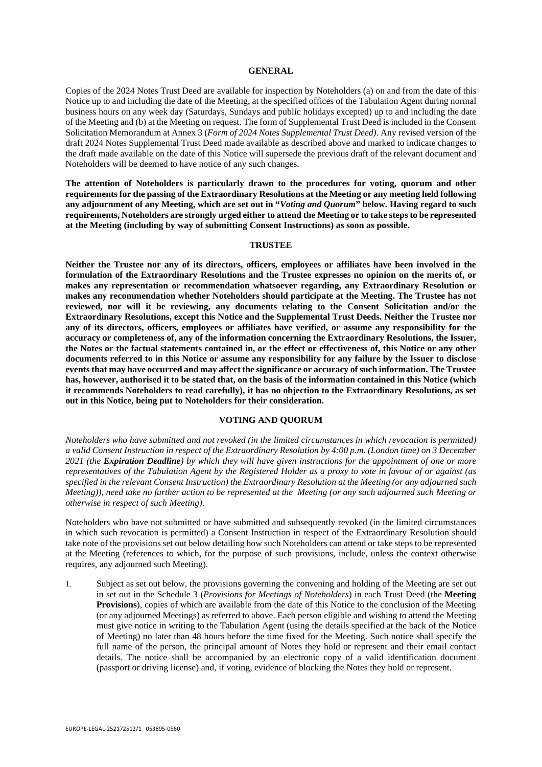## GENERAL

Copies of the 2024 Notes Trust Deed are available for inspection by Noteholders (a) on and from the date of this Notice up to and including the date of the Meeting, at the specified offices of the Tabulation Agent during normal business hours on any week day (Saturdays, Sundays and public holidays excepted) up to and including the date of the Meeting and (b) at the Meeting on request. The form of Supplemental Trust Deed is included in the Consent Solicitation Memorandum at Annex 3 (*Form of 2024 Notes Supplemental Trust Deed*). Any revised version of the draft 2024 Notes Supplemental Trust Deed made available as described above and marked to indicate changes to the draft made available on the date of this Notice will supersede the previous draft of the relevant document and Noteholders will be deemed to have notice of any such changes.

**The attention of Noteholders is particularly drawn to the procedures for voting, quorum and other requirements for the passing of the Extraordinary Resolutions at the Meeting or any meeting held following any adjournment of any Meeting, which are set out in "*Voting and Quorum*" below. Having regard to such requirements, Noteholders are strongly urged either to attend the Meeting or to take steps to be represented at the Meeting (including by way of submitting Consent Instructions) as soon as possible.**

## TRUSTEE

**Neither the Trustee nor any of its directors, officers, employees or affiliates have been involved in the formulation of the Extraordinary Resolutions and the Trustee expresses no opinion on the merits of, or makes any representation or recommendation whatsoever regarding, any Extraordinary Resolution or makes any recommendation whether Noteholders should participate at the Meeting. The Trustee has not reviewed, nor will it be reviewing, any documents relating to the Consent Solicitation and/or the Extraordinary Resolutions, except this Notice and the Supplemental Trust Deeds. Neither the Trustee nor any of its directors, officers, employees or affiliates have verified, or assume any responsibility for the accuracy or completeness of, any of the information concerning the Extraordinary Resolutions, the Issuer, the Notes or the factual statements contained in, or the effect or effectiveness of, this Notice or any other documents referred to in this Notice or assume any responsibility for any failure by the Issuer to disclose events that may have occurred and may affect the significance or accuracy of such information. The Trustee has, however, authorised it to be stated that, on the basis of the information contained in this Notice (which it recommends Noteholders to read carefully), it has no objection to the Extraordinary Resolutions, as set out in this Notice, being put to Noteholders for their consideration.**

## VOTING AND QUORUM

*Noteholders who have submitted and not revoked (in the limited circumstances in which revocation is permitted) a valid Consent Instruction in respect of the Extraordinary Resolution by 4:00 p.m. (London time) on 3 December 2021 (the **Expiration Deadline**) by which they will have given instructions for the appointment of one or more representatives of the Tabulation Agent by the Registered Holder as a proxy to vote in favour of or against (as specified in the relevant Consent Instruction) the Extraordinary Resolution at the Meeting (or any adjourned such Meeting)), need take no further action to be represented at the Meeting (or any such adjourned such Meeting or otherwise in respect of such Meeting).*

Noteholders who have not submitted or have submitted and subsequently revoked (in the limited circumstances in which such revocation is permitted) a Consent Instruction in respect of the Extraordinary Resolution should take note of the provisions set out below detailing how such Noteholders can attend or take steps to be represented at the Meeting (references to which, for the purpose of such provisions, include, unless the context otherwise requires, any adjourned such Meeting).

1. Subject as set out below, the provisions governing the convening and holding of the Meeting are set out in set out in the Schedule 3 (*Provisions for Meetings of Noteholders*) in each Trust Deed (the **Meeting Provisions**), copies of which are available from the date of this Notice to the conclusion of the Meeting (or any adjourned Meetings) as referred to above. Each person eligible and wishing to attend the Meeting must give notice in writing to the Tabulation Agent (using the details specified at the back of the Notice of Meeting) no later than 48 hours before the time fixed for the Meeting. Such notice shall specify the full name of the person, the principal amount of Notes they hold or represent and their email contact details. The notice shall be accompanied by an electronic copy of a valid identification document (passport or driving license) and, if voting, evidence of blocking the Notes they hold or represent.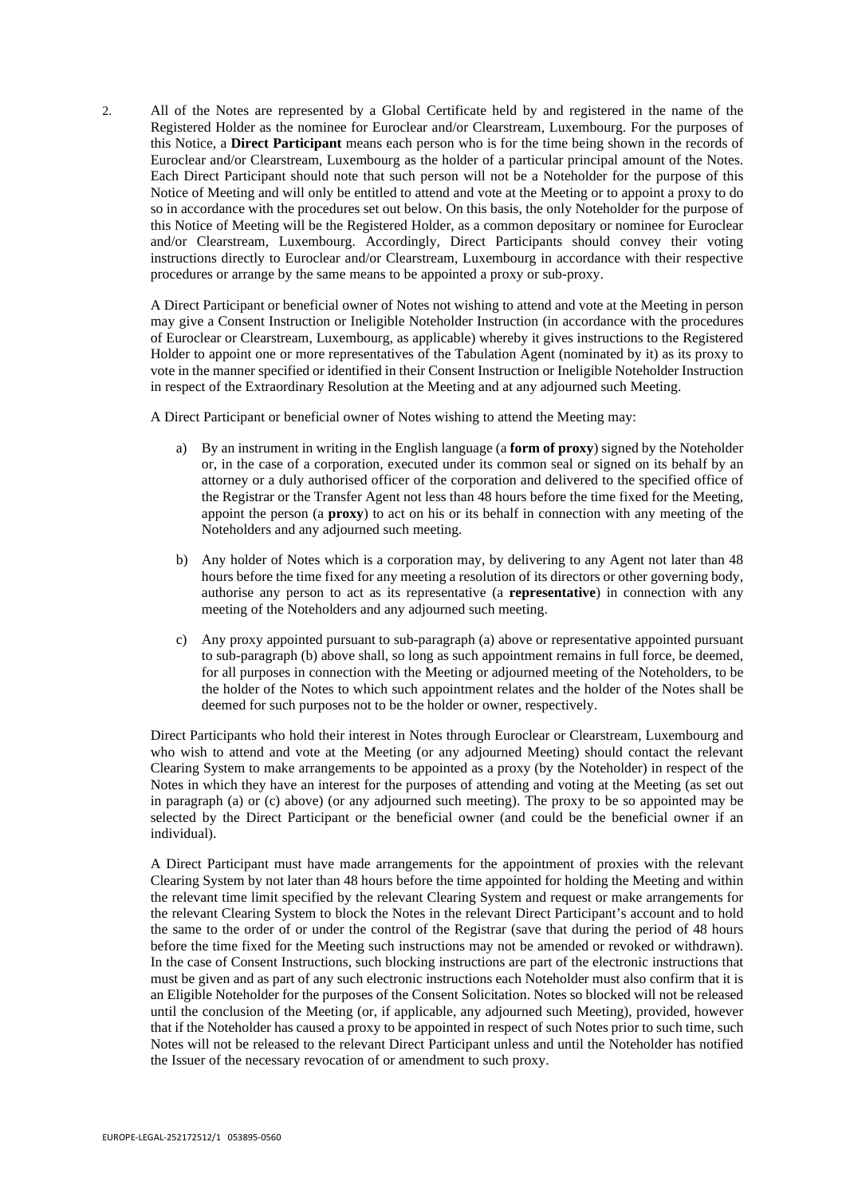2. All of the Notes are represented by a Global Certificate held by and registered in the name of the Registered Holder as the nominee for Euroclear and/or Clearstream, Luxembourg. For the purposes of this Notice, a **Direct Participant** means each person who is for the time being shown in the records of Euroclear and/or Clearstream, Luxembourg as the holder of a particular principal amount of the Notes. Each Direct Participant should note that such person will not be a Noteholder for the purpose of this Notice of Meeting and will only be entitled to attend and vote at the Meeting or to appoint a proxy to do so in accordance with the procedures set out below. On this basis, the only Noteholder for the purpose of this Notice of Meeting will be the Registered Holder, as a common depositary or nominee for Euroclear and/or Clearstream, Luxembourg. Accordingly, Direct Participants should convey their voting instructions directly to Euroclear and/or Clearstream, Luxembourg in accordance with their respective procedures or arrange by the same means to be appointed a proxy or sub-proxy.

   A Direct Participant or beneficial owner of Notes not wishing to attend and vote at the Meeting in person may give a Consent Instruction or Ineligible Noteholder Instruction (in accordance with the procedures of Euroclear or Clearstream, Luxembourg, as applicable) whereby it gives instructions to the Registered Holder to appoint one or more representatives of the Tabulation Agent (nominated by it) as its proxy to vote in the manner specified or identified in their Consent Instruction or Ineligible Noteholder Instruction in respect of the Extraordinary Resolution at the Meeting and at any adjourned such Meeting.

   A Direct Participant or beneficial owner of Notes wishing to attend the Meeting may:

   a) By an instrument in writing in the English language (a **form of proxy**) signed by the Noteholder or, in the case of a corporation, executed under its common seal or signed on its behalf by an attorney or a duly authorised officer of the corporation and delivered to the specified office of the Registrar or the Transfer Agent not less than 48 hours before the time fixed for the Meeting, appoint the person (a **proxy**) to act on his or its behalf in connection with any meeting of the Noteholders and any adjourned such meeting.

   b) Any holder of Notes which is a corporation may, by delivering to any Agent not later than 48 hours before the time fixed for any meeting a resolution of its directors or other governing body, authorise any person to act as its representative (a **representative**) in connection with any meeting of the Noteholders and any adjourned such meeting.

   c) Any proxy appointed pursuant to sub-paragraph (a) above or representative appointed pursuant to sub-paragraph (b) above shall, so long as such appointment remains in full force, be deemed, for all purposes in connection with the Meeting or adjourned meeting of the Noteholders, to be the holder of the Notes to which such appointment relates and the holder of the Notes shall be deemed for such purposes not to be the holder or owner, respectively.

   Direct Participants who hold their interest in Notes through Euroclear or Clearstream, Luxembourg and who wish to attend and vote at the Meeting (or any adjourned Meeting) should contact the relevant Clearing System to make arrangements to be appointed as a proxy (by the Noteholder) in respect of the Notes in which they have an interest for the purposes of attending and voting at the Meeting (as set out in paragraph (a) or (c) above) (or any adjourned such meeting). The proxy to be so appointed may be selected by the Direct Participant or the beneficial owner (and could be the beneficial owner if an individual).

   A Direct Participant must have made arrangements for the appointment of proxies with the relevant Clearing System by not later than 48 hours before the time appointed for holding the Meeting and within the relevant time limit specified by the relevant Clearing System and request or make arrangements for the relevant Clearing System to block the Notes in the relevant Direct Participant's account and to hold the same to the order of or under the control of the Registrar (save that during the period of 48 hours before the time fixed for the Meeting such instructions may not be amended or revoked or withdrawn). In the case of Consent Instructions, such blocking instructions are part of the electronic instructions that must be given and as part of any such electronic instructions each Noteholder must also confirm that it is an Eligible Noteholder for the purposes of the Consent Solicitation. Notes so blocked will not be released until the conclusion of the Meeting (or, if applicable, any adjourned such Meeting), provided, however that if the Noteholder has caused a proxy to be appointed in respect of such Notes prior to such time, such Notes will not be released to the relevant Direct Participant unless and until the Noteholder has notified the Issuer of the necessary revocation of or amendment to such proxy.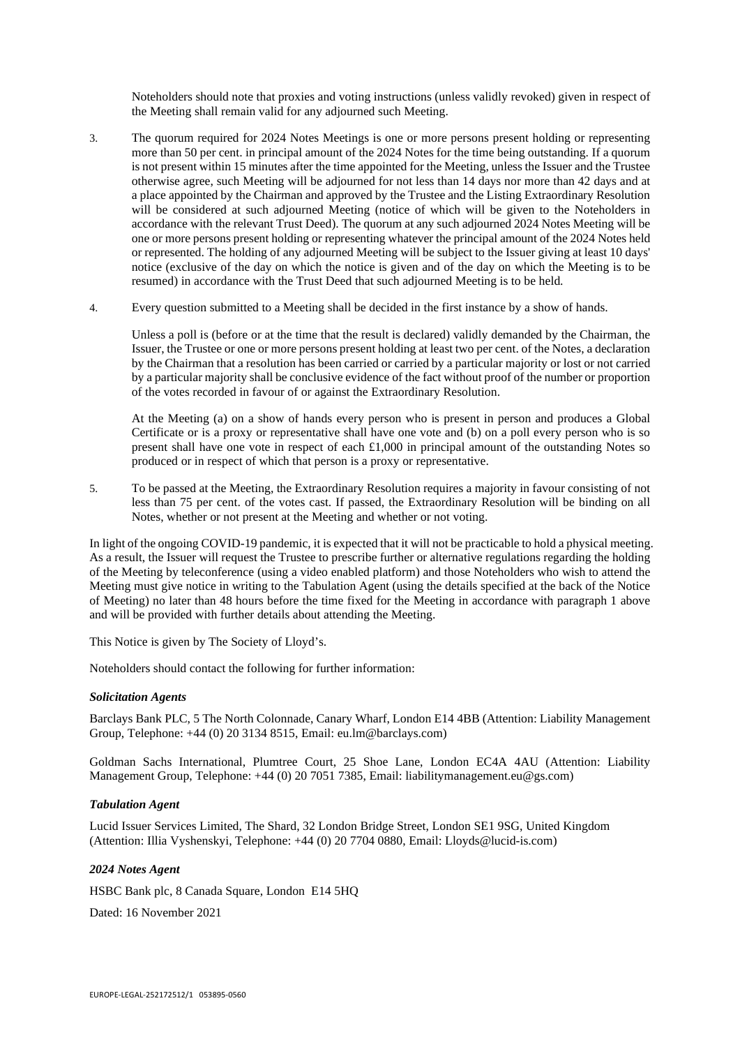Noteholders should note that proxies and voting instructions (unless validly revoked) given in respect of the Meeting shall remain valid for any adjourned such Meeting.

3. The quorum required for 2024 Notes Meetings is one or more persons present holding or representing more than 50 per cent. in principal amount of the 2024 Notes for the time being outstanding. If a quorum is not present within 15 minutes after the time appointed for the Meeting, unless the Issuer and the Trustee otherwise agree, such Meeting will be adjourned for not less than 14 days nor more than 42 days and at a place appointed by the Chairman and approved by the Trustee and the Listing Extraordinary Resolution will be considered at such adjourned Meeting (notice of which will be given to the Noteholders in accordance with the relevant Trust Deed). The quorum at any such adjourned 2024 Notes Meeting will be one or more persons present holding or representing whatever the principal amount of the 2024 Notes held or represented. The holding of any adjourned Meeting will be subject to the Issuer giving at least 10 days' notice (exclusive of the day on which the notice is given and of the day on which the Meeting is to be resumed) in accordance with the Trust Deed that such adjourned Meeting is to be held.

4. Every question submitted to a Meeting shall be decided in the first instance by a show of hands.

   Unless a poll is (before or at the time that the result is declared) validly demanded by the Chairman, the Issuer, the Trustee or one or more persons present holding at least two per cent. of the Notes, a declaration by the Chairman that a resolution has been carried or carried by a particular majority or lost or not carried by a particular majority shall be conclusive evidence of the fact without proof of the number or proportion of the votes recorded in favour of or against the Extraordinary Resolution.

   At the Meeting (a) on a show of hands every person who is present in person and produces a Global Certificate or is a proxy or representative shall have one vote and (b) on a poll every person who is so present shall have one vote in respect of each £1,000 in principal amount of the outstanding Notes so produced or in respect of which that person is a proxy or representative.

5. To be passed at the Meeting, the Extraordinary Resolution requires a majority in favour consisting of not less than 75 per cent. of the votes cast. If passed, the Extraordinary Resolution will be binding on all Notes, whether or not present at the Meeting and whether or not voting.

In light of the ongoing COVID-19 pandemic, it is expected that it will not be practicable to hold a physical meeting. As a result, the Issuer will request the Trustee to prescribe further or alternative regulations regarding the holding of the Meeting by teleconference (using a video enabled platform) and those Noteholders who wish to attend the Meeting must give notice in writing to the Tabulation Agent (using the details specified at the back of the Notice of Meeting) no later than 48 hours before the time fixed for the Meeting in accordance with paragraph 1 above and will be provided with further details about attending the Meeting.

This Notice is given by The Society of Lloyd's.

Noteholders should contact the following for further information:

***Solicitation Agents***

Barclays Bank PLC, 5 The North Colonnade, Canary Wharf, London E14 4BB (Attention: Liability Management Group, Telephone: +44 (0) 20 3134 8515, Email: eu.lm@barclays.com)

Goldman Sachs International, Plumtree Court, 25 Shoe Lane, London EC4A 4AU (Attention: Liability Management Group, Telephone: +44 (0) 20 7051 7385, Email: liabilitymanagement.eu@gs.com)

***Tabulation Agent***

Lucid Issuer Services Limited, The Shard, 32 London Bridge Street, London SE1 9SG, United Kingdom (Attention: Illia Vyshenskyi, Telephone: +44 (0) 20 7704 0880, Email: Lloyds@lucid-is.com)

***2024 Notes Agent***

HSBC Bank plc, 8 Canada Square, London E14 5HQ

Dated: 16 November 2021

EUROPE-LEGAL-252172512/1 053895-0560